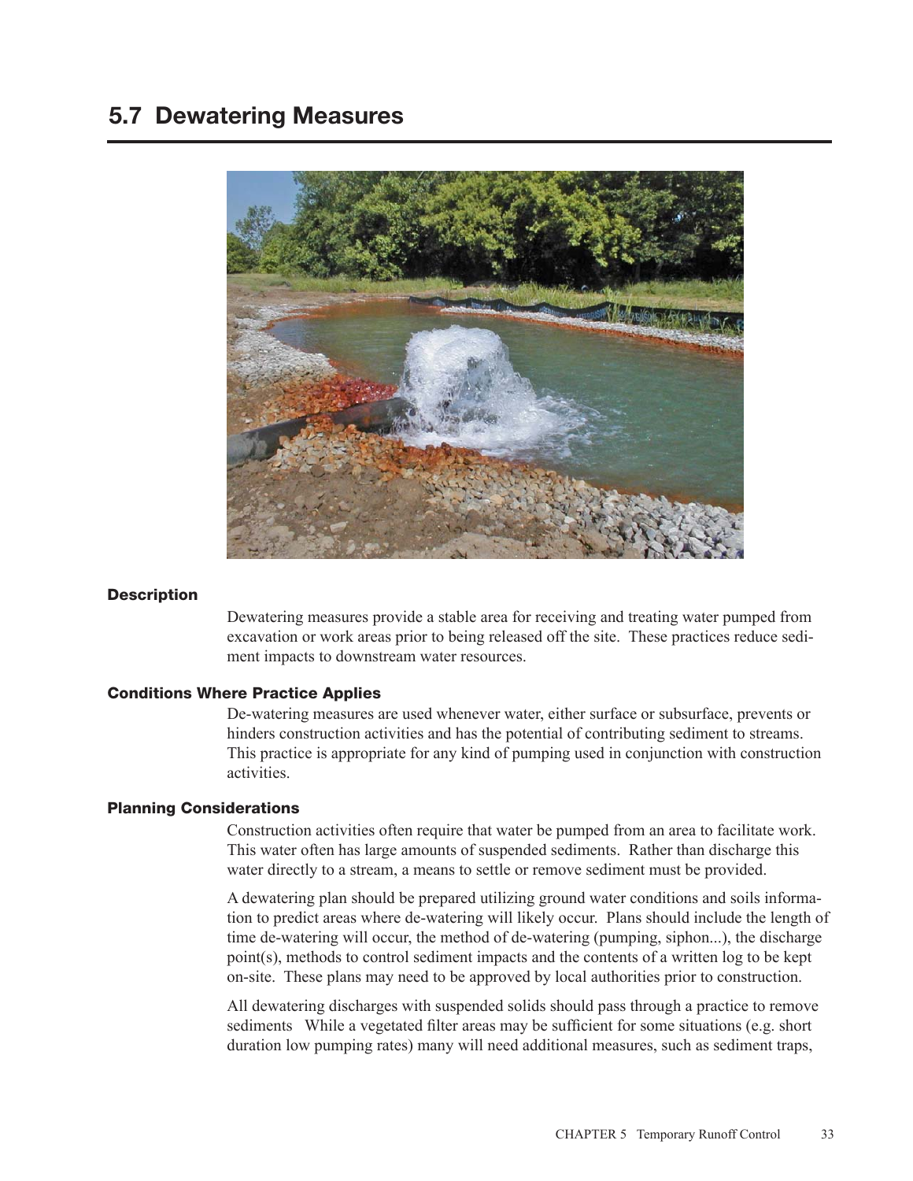## 5.7 Dewatering Measures

#### Description

Dewatering measures provide a stable area for receiving and treating water pumped from excavation or work areas prior to being released off the site. These practices reduce sediment impacts to downstream water resources.

#### Conditions Where Practice Applies

De-watering measures are used whenever water, either surface or subsurface, prevents or hinders construction activities and has the potential of contributing sediment to streams. This practice is appropriate for any kind of pumping used in conjunction with construction activities.

#### Planning Considerations

Construction activities often require that water be pumped from an area to facilitate work. This water often has large amounts of suspended sediments. Rather than discharge this water directly to a stream, a means to settle or remove sediment must be provided.

A dewatering plan should be prepared utilizing ground water conditions and soils information to predict areas where de-watering will likely occur. Plans should include the length of time de-watering will occur, the method of de-watering (pumping, siphon...), the discharge point(s), methods to control sediment impacts and the contents of a written log to be kept on-site. These plans may need to be approved by local authorities prior to construction.

All dewatering discharges with suspended solids should pass through a practice to remove sediments While a vegetated filter areas may be sufficient for some situations (e.g. short duration low pumping rates) many will need additional measures, such as sediment traps,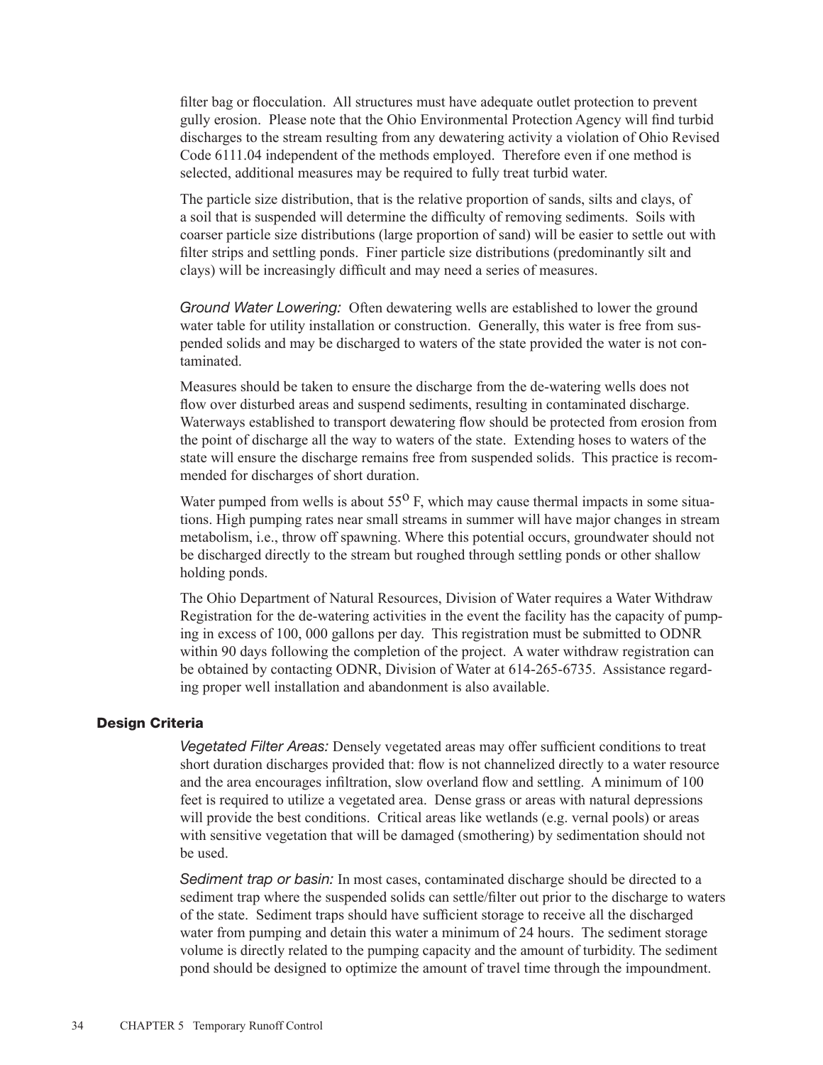filter bag or flocculation. All structures must have adequate outlet protection to prevent gully erosion. Please note that the Ohio Environmental Protection Agency will find turbid discharges to the stream resulting from any dewatering activity a violation of Ohio Revised Code 6111.04 independent of the methods employed. Therefore even if one method is selected, additional measures may be required to fully treat turbid water.

The particle size distribution, that is the relative proportion of sands, silts and clays, of a soil that is suspended will determine the difficulty of removing sediments. Soils with coarser particle size distributions (large proportion of sand) will be easier to settle out with filter strips and settling ponds. Finer particle size distributions (predominantly silt and clays) will be increasingly difficult and may need a series of measures.

*Ground Water Lowering:* Often dewatering wells are established to lower the ground water table for utility installation or construction. Generally, this water is free from suspended solids and may be discharged to waters of the state provided the water is not contaminated.

Measures should be taken to ensure the discharge from the de-watering wells does not flow over disturbed areas and suspend sediments, resulting in contaminated discharge. Waterways established to transport dewatering flow should be protected from erosion from the point of discharge all the way to waters of the state. Extending hoses to waters of the state will ensure the discharge remains free from suspended solids. This practice is recommended for discharges of short duration.

Water pumped from wells is about $55^{o}$ F, which may cause thermal impacts in some situations. High pumping rates near small streams in summer will have major changes in stream metabolism, i.e., throw off spawning. Where this potential occurs, groundwater should not be discharged directly to the stream but roughed through settling ponds or other shallow holding ponds.

The Ohio Department of Natural Resources, Division of Water requires a Water Withdraw Registration for the de-watering activities in the event the facility has the capacity of pumping in excess of 100, 000 gallons per day. This registration must be submitted to ODNR within 90 days following the completion of the project. A water withdraw registration can be obtained by contacting ODNR, Division of Water at 614-265-6735. Assistance regarding proper well installation and abandonment is also available.

## Design Criteria

*Vegetated Filter Areas:* Densely vegetated areas may offer sufficient conditions to treat short duration discharges provided that: flow is not channelized directly to a water resource and the area encourages infiltration, slow overland flow and settling. A minimum of 100 feet is required to utilize a vegetated area. Dense grass or areas with natural depressions will provide the best conditions. Critical areas like wetlands (e.g. vernal pools) or areas with sensitive vegetation that will be damaged (smothering) by sedimentation should not be used.

*Sediment trap or basin:* In most cases, contaminated discharge should be directed to a sediment trap where the suspended solids can settle/filter out prior to the discharge to waters of the state. Sediment traps should have sufficient storage to receive all the discharged water from pumping and detain this water a minimum of 24 hours. The sediment storage volume is directly related to the pumping capacity and the amount of turbidity. The sediment pond should be designed to optimize the amount of travel time through the impoundment.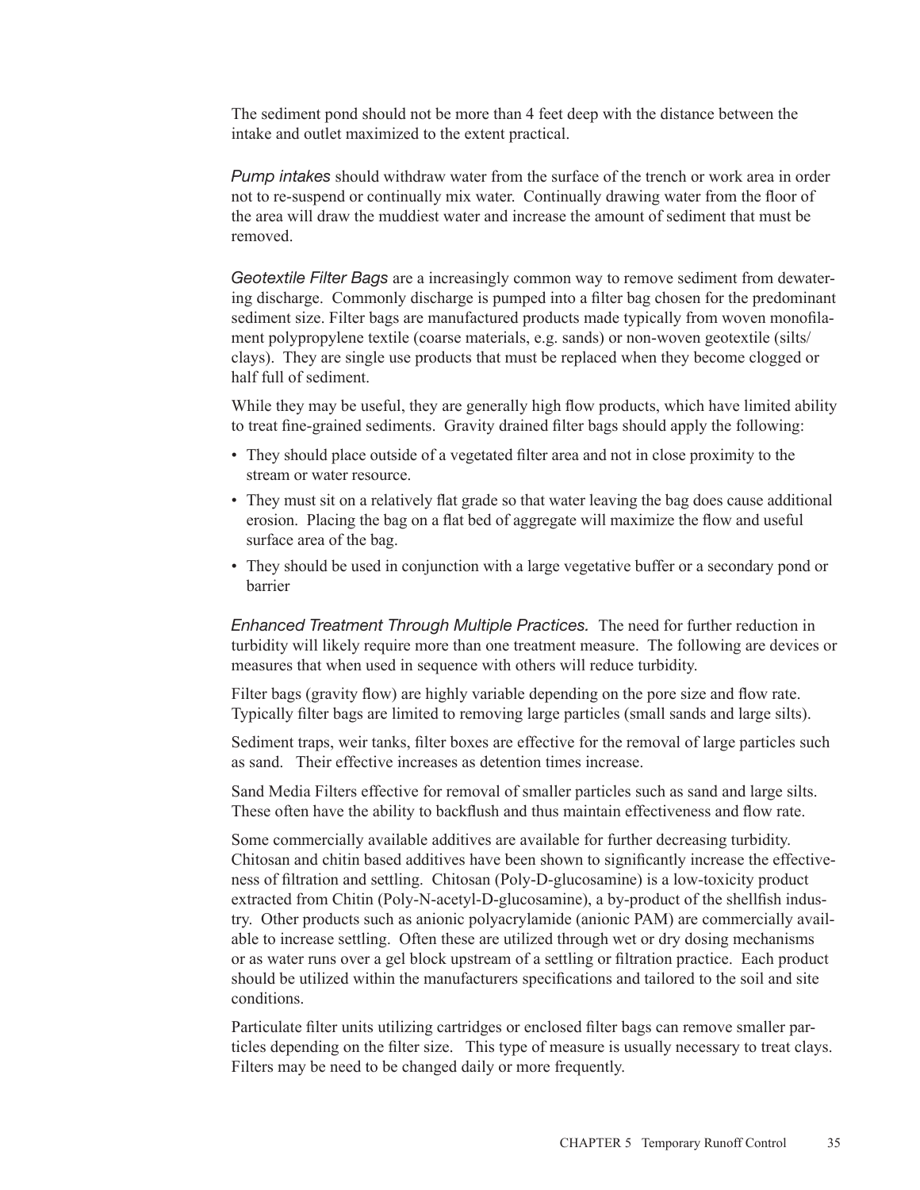The sediment pond should not be more than 4 feet deep with the distance between the intake and outlet maximized to the extent practical.

*Pump intakes* should withdraw water from the surface of the trench or work area in order not to re-suspend or continually mix water. Continually drawing water from the floor of the area will draw the muddiest water and increase the amount of sediment that must be removed.

*Geotextile Filter Bags* are a increasingly common way to remove sediment from dewatering discharge. Commonly discharge is pumped into a filter bag chosen for the predominant sediment size. Filter bags are manufactured products made typically from woven monofilament polypropylene textile (coarse materials, e.g. sands) or non-woven geotextile (silts/clays). They are single use products that must be replaced when they become clogged or half full of sediment.

While they may be useful, they are generally high flow products, which have limited ability to treat fine-grained sediments. Gravity drained filter bags should apply the following:

- They should place outside of a vegetated filter area and not in close proximity to the stream or water resource.
- They must sit on a relatively flat grade so that water leaving the bag does cause additional erosion. Placing the bag on a flat bed of aggregate will maximize the flow and useful surface area of the bag.
- They should be used in conjunction with a large vegetative buffer or a secondary pond or barrier

*Enhanced Treatment Through Multiple Practices.* The need for further reduction in turbidity will likely require more than one treatment measure. The following are devices or measures that when used in sequence with others will reduce turbidity.

Filter bags (gravity flow) are highly variable depending on the pore size and flow rate. Typically filter bags are limited to removing large particles (small sands and large silts).

Sediment traps, weir tanks, filter boxes are effective for the removal of large particles such as sand. Their effective increases as detention times increase.

Sand Media Filters effective for removal of smaller particles such as sand and large silts. These often have the ability to backflush and thus maintain effectiveness and flow rate.

Some commercially available additives are available for further decreasing turbidity. Chitosan and chitin based additives have been shown to significantly increase the effectiveness of filtration and settling. Chitosan (Poly-D-glucosamine) is a low-toxicity product extracted from Chitin (Poly-N-acetyl-D-glucosamine), a by-product of the shellfish industry. Other products such as anionic polyacrylamide (anionic PAM) are commercially available to increase settling. Often these are utilized through wet or dry dosing mechanisms or as water runs over a gel block upstream of a settling or filtration practice. Each product should be utilized within the manufacturers specifications and tailored to the soil and site conditions.

Particulate filter units utilizing cartridges or enclosed filter bags can remove smaller particles depending on the filter size. This type of measure is usually necessary to treat clays. Filters may be need to be changed daily or more frequently.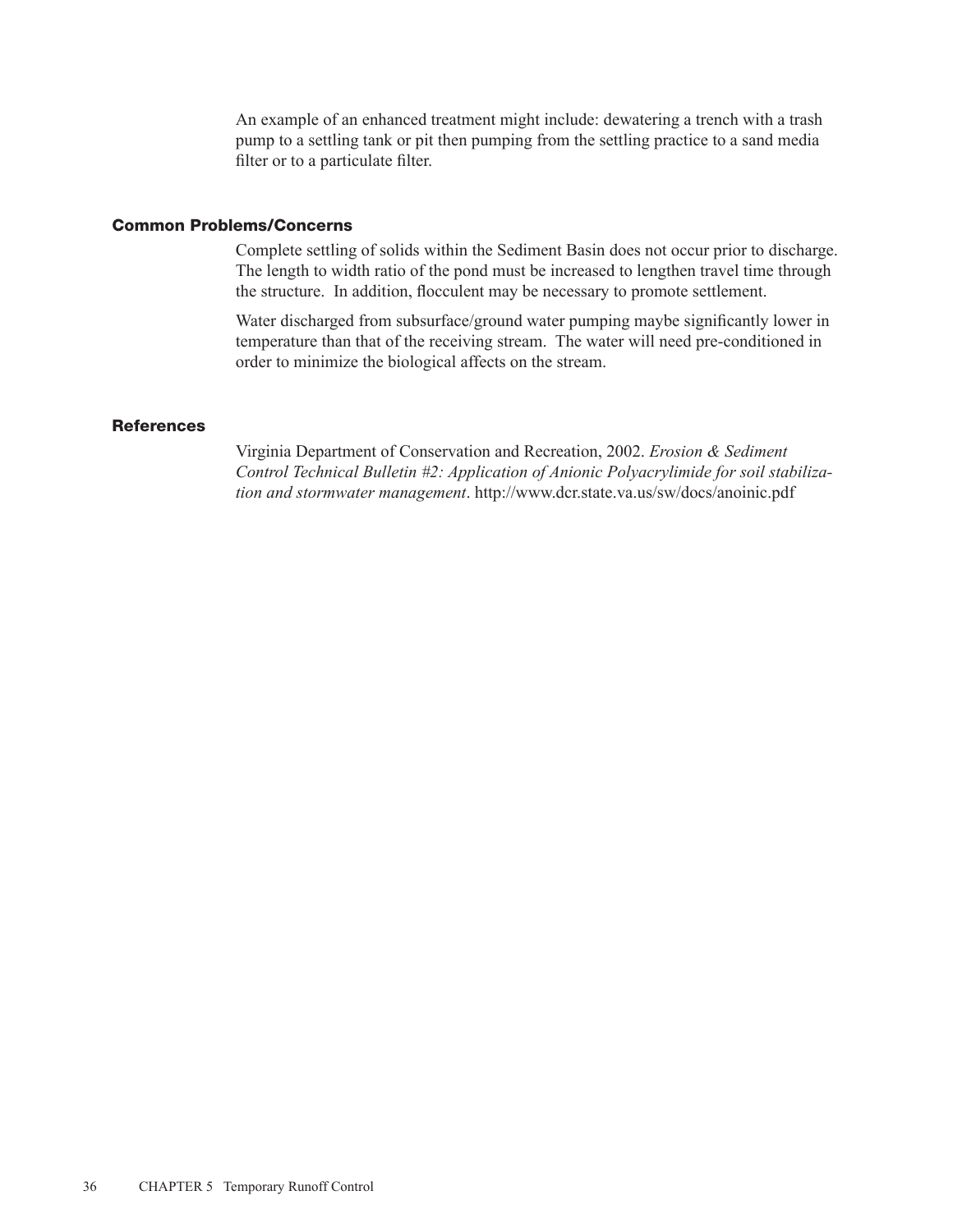An example of an enhanced treatment might include: dewatering a trench with a trash pump to a settling tank or pit then pumping from the settling practice to a sand media filter or to a particulate filter.

### Common Problems/Concerns

Complete settling of solids within the Sediment Basin does not occur prior to discharge. The length to width ratio of the pond must be increased to lengthen travel time through the structure. In addition, flocculent may be necessary to promote settlement.

Water discharged from subsurface/ground water pumping maybe significantly lower in temperature than that of the receiving stream. The water will need pre-conditioned in order to minimize the biological affects on the stream.

### References

Virginia Department of Conservation and Recreation, 2002. *Erosion & Sediment Control Technical Bulletin #2: Application of Anionic Polyacrylimide for soil stabilization and stormwater management*. http://www.dcr.state.va.us/sw/docs/anoinic.pdf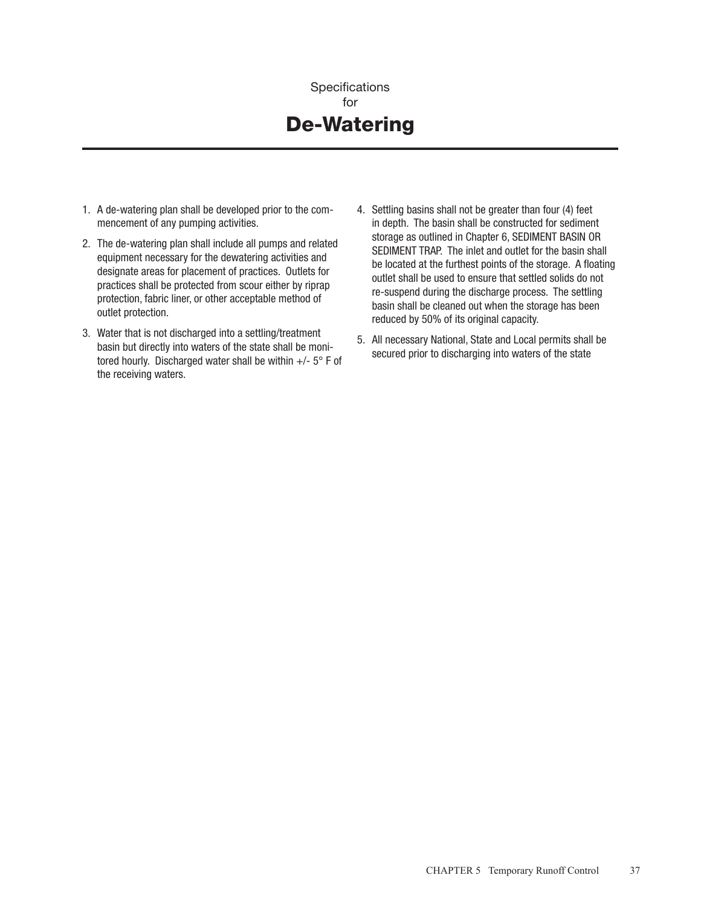Specifications
for

# De-Watering

1. A de-watering plan shall be developed prior to the commencement of any pumping activities.
2. The de-watering plan shall include all pumps and related equipment necessary for the dewatering activities and designate areas for placement of practices. Outlets for practices shall be protected from scour either by riprap protection, fabric liner, or other acceptable method of outlet protection.
3. Water that is not discharged into a settling/treatment basin but directly into waters of the state shall be monitored hourly. Discharged water shall be within +/- 5° F of the receiving waters.
4. Settling basins shall not be greater than four (4) feet in depth. The basin shall be constructed for sediment storage as outlined in Chapter 6, SEDIMENT BASIN OR SEDIMENT TRAP. The inlet and outlet for the basin shall be located at the furthest points of the storage. A floating outlet shall be used to ensure that settled solids do not re-suspend during the discharge process. The settling basin shall be cleaned out when the storage has been reduced by 50% of its original capacity.
5. All necessary National, State and Local permits shall be secured prior to discharging into waters of the state